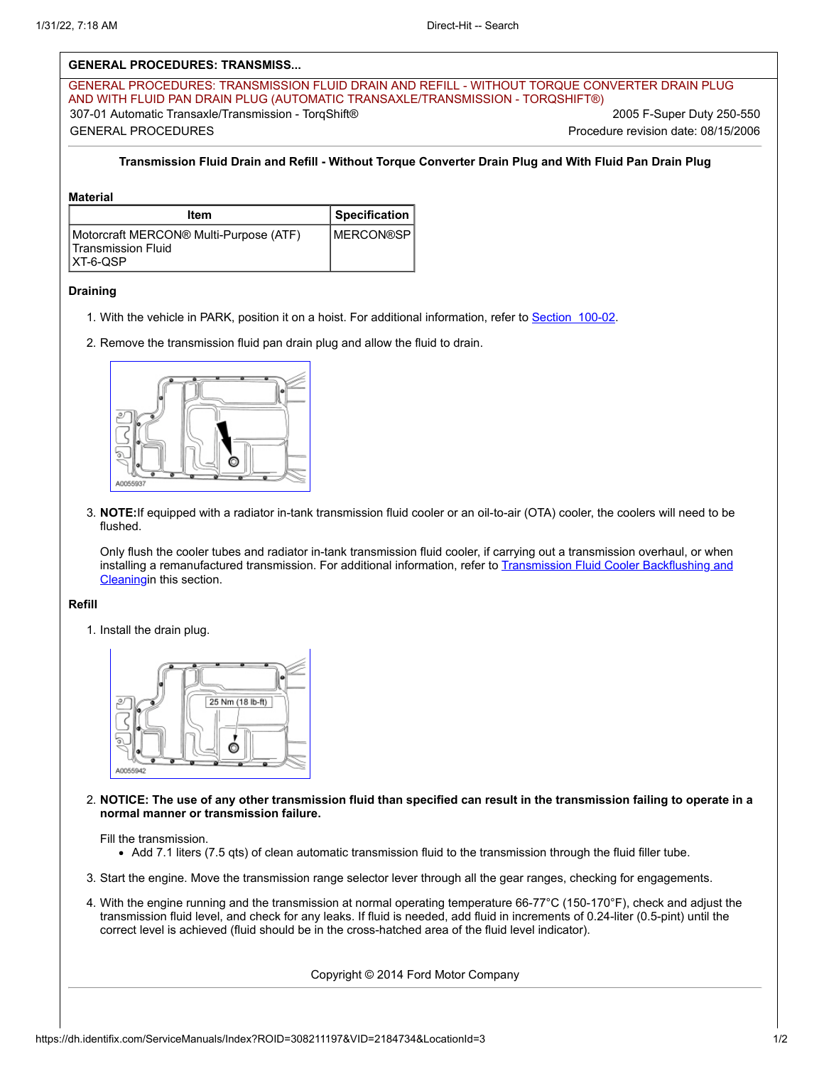## GENERAL PROCEDURES: TRANSMISS...

GENERAL PROCEDURES: TRANSMISSION FLUID DRAIN AND REFILL - WITHOUT TORQUE CONVERTER DRAIN PLUG AND WITH FLUID PAN DRAIN PLUG (AUTOMATIC TRANSAXLE/TRANSMISSION - TORQSHIFT®)

307-01 Automatic Transaxle/Transmission - TorqShift® — 2005 F-Super Duty 250-550

GENERAL PROCEDURES — Procedure revision date: 08/15/2006

### Transmission Fluid Drain and Refill - Without Torque Converter Drain Plug and With Fluid Pan Drain Plug

**Material**

| Item | Specification |
| --- | --- |
| Motorcraft MERCON® Multi-Purpose (ATF) Transmission Fluid XT-6-QSP | MERCON®SP |

**Draining**

1. With the vehicle in PARK, position it on a hoist. For additional information, refer to Section 100-02.
2. Remove the transmission fluid pan drain plug and allow the fluid to drain.

   A0055937

3. **NOTE:** If equipped with a radiator in-tank transmission fluid cooler or an oil-to-air (OTA) cooler, the coolers will need to be flushed.

   Only flush the cooler tubes and radiator in-tank transmission fluid cooler, if carrying out a transmission overhaul, or when installing a remanufactured transmission. For additional information, refer to Transmission Fluid Cooler Backflushing and Cleaningin this section.

**Refill**

1. Install the drain plug.

   25 Nm (18 lb-ft)

   A0055942

2. **NOTICE: The use of any other transmission fluid than specified can result in the transmission failing to operate in a normal manner or transmission failure.**

   Fill the transmission.
   - Add 7.1 liters (7.5 qts) of clean automatic transmission fluid to the transmission through the fluid filler tube.

3. Start the engine. Move the transmission range selector lever through all the gear ranges, checking for engagements.
4. With the engine running and the transmission at normal operating temperature 66-77°C (150-170°F), check and adjust the transmission fluid level, and check for any leaks. If fluid is needed, add fluid in increments of 0.24-liter (0.5-pint) until the correct level is achieved (fluid should be in the cross-hatched area of the fluid level indicator).

Copyright © 2014 Ford Motor Company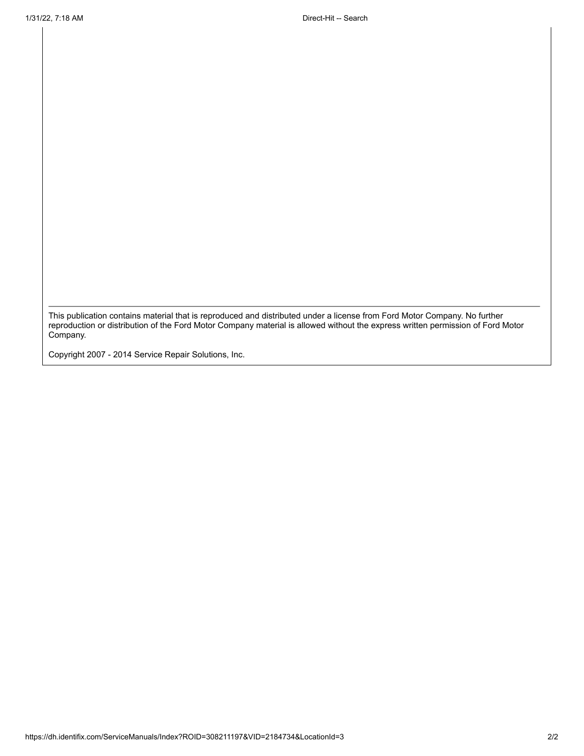---

This publication contains material that is reproduced and distributed under a license from Ford Motor Company. No further reproduction or distribution of the Ford Motor Company material is allowed without the express written permission of Ford Motor Company.

Copyright 2007 - 2014 Service Repair Solutions, Inc.